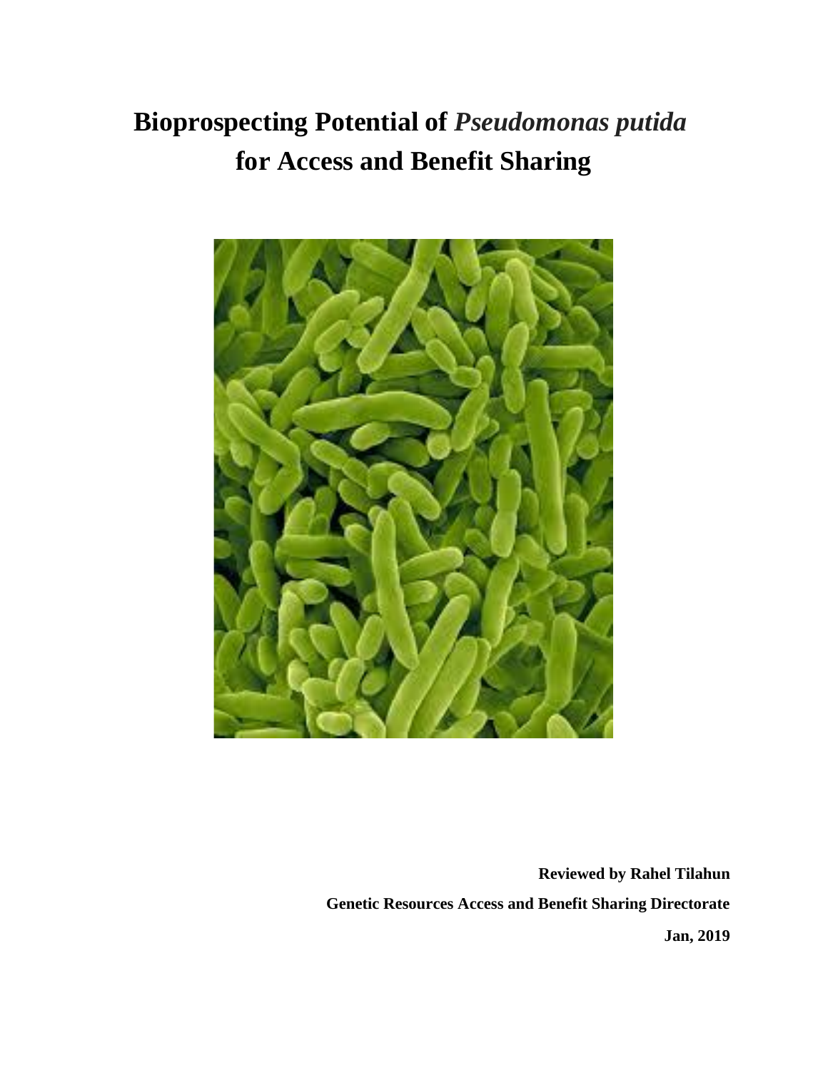# Bioprospecting Potential of *Pseudomonas putida* for Access and Benefit Sharing

**Reviewed by Rahel Tilahun**

**Genetic Resources Access and Benefit Sharing Directorate**

**Jan, 2019**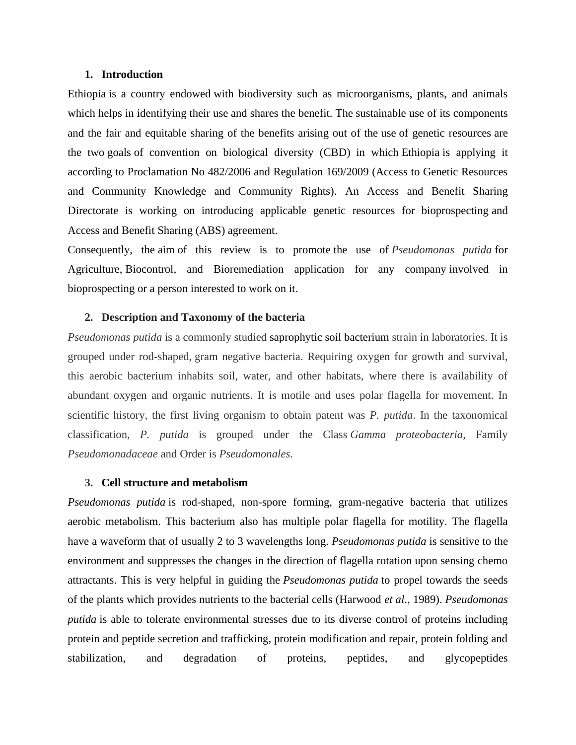## 1. Introduction

Ethiopia is a country endowed with biodiversity such as microorganisms, plants, and animals which helps in identifying their use and shares the benefit. The sustainable use of its components and the fair and equitable sharing of the benefits arising out of the use of genetic resources are the two goals of convention on biological diversity (CBD) in which Ethiopia is applying it according to Proclamation No 482/2006 and Regulation 169/2009 (Access to Genetic Resources and Community Knowledge and Community Rights). An Access and Benefit Sharing Directorate is working on introducing applicable genetic resources for bioprospecting and Access and Benefit Sharing (ABS) agreement.

Consequently, the aim of this review is to promote the use of *Pseudomonas putida* for Agriculture, Biocontrol, and Bioremediation application for any company involved in bioprospecting or a person interested to work on it.

## 2. Description and Taxonomy of the bacteria

*Pseudomonas putida* is a commonly studied saprophytic soil bacterium strain in laboratories. It is grouped under rod-shaped, gram negative bacteria. Requiring oxygen for growth and survival, this aerobic bacterium inhabits soil, water, and other habitats, where there is availability of abundant oxygen and organic nutrients. It is motile and uses polar flagella for movement. In scientific history, the first living organism to obtain patent was *P. putida*. In the taxonomical classification, *P. putida* is grouped under the Class *Gamma proteobacteria*, Family *Pseudomonadaceae* and Order is *Pseudomonales*.

## 3. Cell structure and metabolism

*Pseudomonas putida* is rod-shaped, non-spore forming, gram-negative bacteria that utilizes aerobic metabolism. This bacterium also has multiple polar flagella for motility. The flagella have a waveform that of usually 2 to 3 wavelengths long. *Pseudomonas putida* is sensitive to the environment and suppresses the changes in the direction of flagella rotation upon sensing chemo attractants. This is very helpful in guiding the *Pseudomonas putida* to propel towards the seeds of the plants which provides nutrients to the bacterial cells (Harwood *et al*., 1989). *Pseudomonas putida* is able to tolerate environmental stresses due to its diverse control of proteins including protein and peptide secretion and trafficking, protein modification and repair, protein folding and stabilization, and degradation of proteins, peptides, and glycopeptides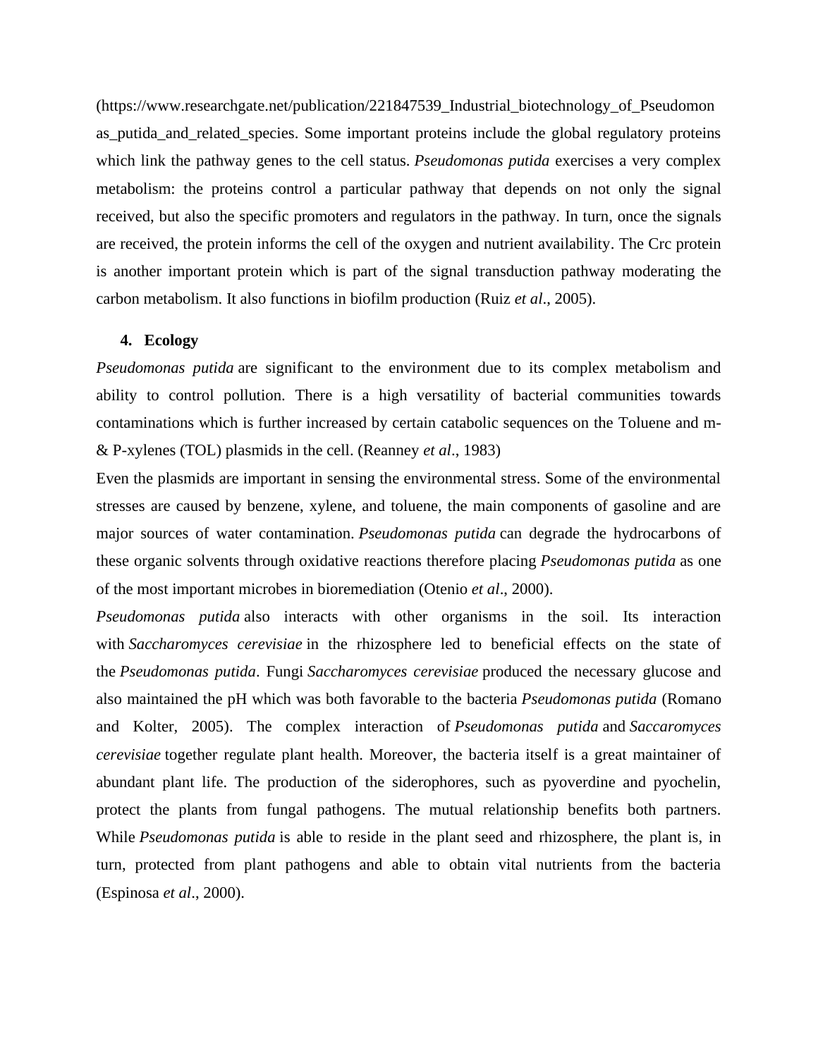(https://www.researchgate.net/publication/221847539_Industrial_biotechnology_of_Pseudomonas_putida_and_related_species. Some important proteins include the global regulatory proteins which link the pathway genes to the cell status. *Pseudomonas putida* exercises a very complex metabolism: the proteins control a particular pathway that depends on not only the signal received, but also the specific promoters and regulators in the pathway. In turn, once the signals are received, the protein informs the cell of the oxygen and nutrient availability. The Crc protein is another important protein which is part of the signal transduction pathway moderating the carbon metabolism. It also functions in biofilm production (Ruiz *et al*., 2005).

## 4. Ecology

*Pseudomonas putida* are significant to the environment due to its complex metabolism and ability to control pollution. There is a high versatility of bacterial communities towards contaminations which is further increased by certain catabolic sequences on the Toluene and m- & P-xylenes (TOL) plasmids in the cell. (Reanney *et al*., 1983)

Even the plasmids are important in sensing the environmental stress. Some of the environmental stresses are caused by benzene, xylene, and toluene, the main components of gasoline and are major sources of water contamination. *Pseudomonas putida* can degrade the hydrocarbons of these organic solvents through oxidative reactions therefore placing *Pseudomonas putida* as one of the most important microbes in bioremediation (Otenio *et al*., 2000).

*Pseudomonas putida* also interacts with other organisms in the soil. Its interaction with *Saccharomyces cerevisiae* in the rhizosphere led to beneficial effects on the state of the *Pseudomonas putida*. Fungi *Saccharomyces cerevisiae* produced the necessary glucose and also maintained the pH which was both favorable to the bacteria *Pseudomonas putida* (Romano and Kolter, 2005). The complex interaction of *Pseudomonas putida* and *Saccaromyces cerevisiae* together regulate plant health. Moreover, the bacteria itself is a great maintainer of abundant plant life. The production of the siderophores, such as pyoverdine and pyochelin, protect the plants from fungal pathogens. The mutual relationship benefits both partners. While *Pseudomonas putida* is able to reside in the plant seed and rhizosphere, the plant is, in turn, protected from plant pathogens and able to obtain vital nutrients from the bacteria (Espinosa *et al*., 2000).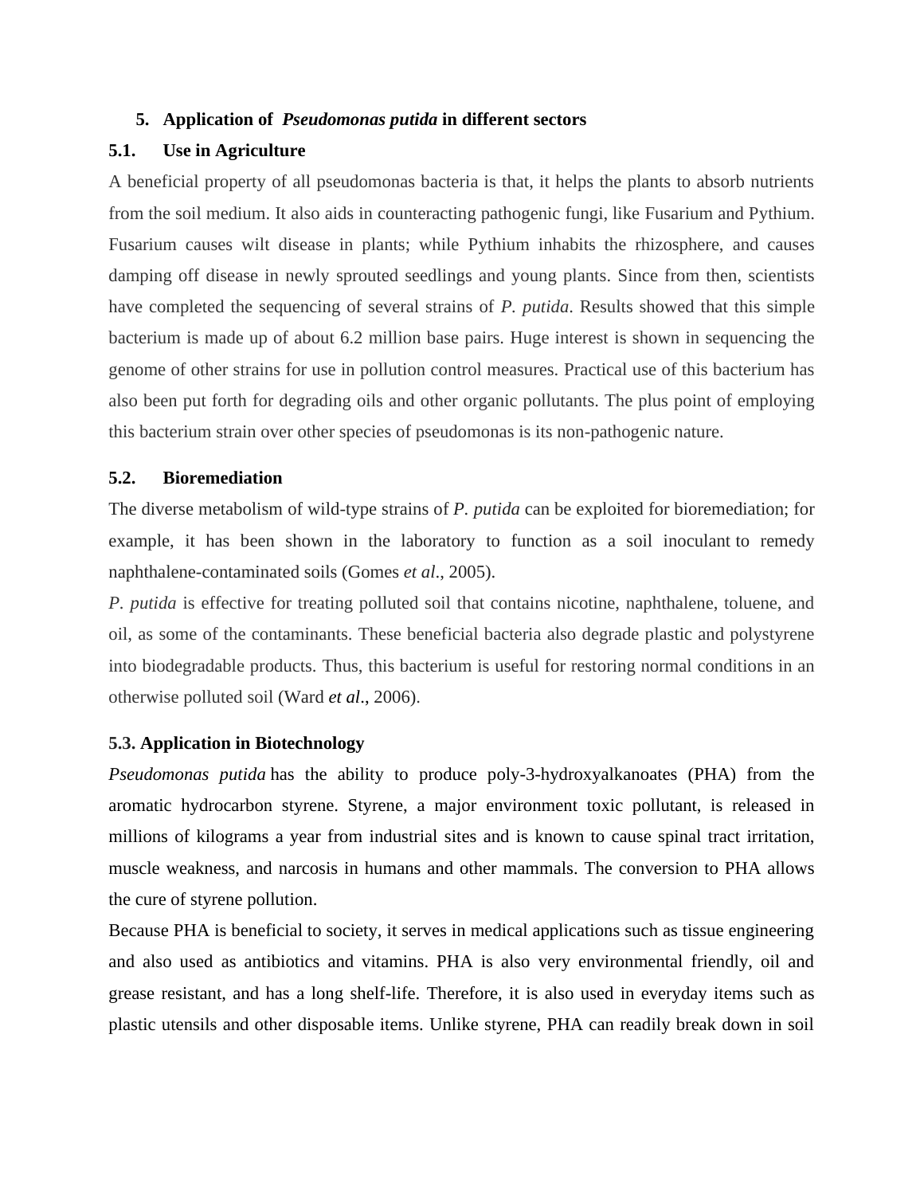## 5. Application of *Pseudomonas putida* in different sectors

### 5.1. Use in Agriculture

A beneficial property of all pseudomonas bacteria is that, it helps the plants to absorb nutrients from the soil medium. It also aids in counteracting pathogenic fungi, like Fusarium and Pythium. Fusarium causes wilt disease in plants; while Pythium inhabits the rhizosphere, and causes damping off disease in newly sprouted seedlings and young plants. Since from then, scientists have completed the sequencing of several strains of *P. putida*. Results showed that this simple bacterium is made up of about 6.2 million base pairs. Huge interest is shown in sequencing the genome of other strains for use in pollution control measures. Practical use of this bacterium has also been put forth for degrading oils and other organic pollutants. The plus point of employing this bacterium strain over other species of pseudomonas is its non-pathogenic nature.

### 5.2. Bioremediation

The diverse metabolism of wild-type strains of *P. putida* can be exploited for bioremediation; for example, it has been shown in the laboratory to function as a soil inoculant to remedy naphthalene-contaminated soils (Gomes *et al*., 2005).

*P. putida* is effective for treating polluted soil that contains nicotine, naphthalene, toluene, and oil, as some of the contaminants. These beneficial bacteria also degrade plastic and polystyrene into biodegradable products. Thus, this bacterium is useful for restoring normal conditions in an otherwise polluted soil (Ward ***et al***., 2006).

### 5.3. Application in Biotechnology

*Pseudomonas putida* has the ability to produce poly-3-hydroxyalkanoates (PHA) from the aromatic hydrocarbon styrene. Styrene, a major environment toxic pollutant, is released in millions of kilograms a year from industrial sites and is known to cause spinal tract irritation, muscle weakness, and narcosis in humans and other mammals. The conversion to PHA allows the cure of styrene pollution.

Because PHA is beneficial to society, it serves in medical applications such as tissue engineering and also used as antibiotics and vitamins. PHA is also very environmental friendly, oil and grease resistant, and has a long shelf-life. Therefore, it is also used in everyday items such as plastic utensils and other disposable items. Unlike styrene, PHA can readily break down in soil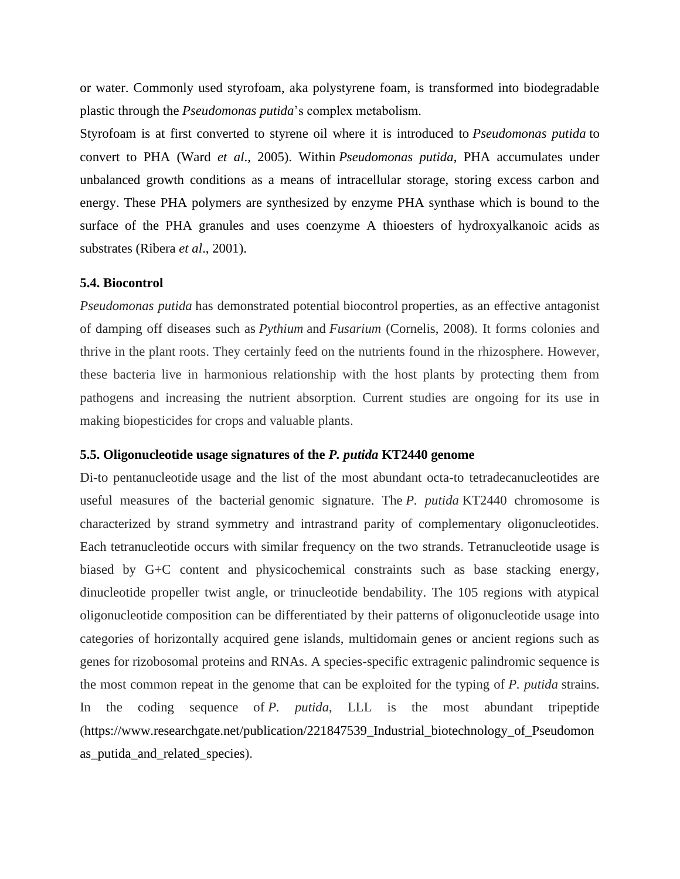or water. Commonly used styrofoam, aka polystyrene foam, is transformed into biodegradable plastic through the *Pseudomonas putida*'s complex metabolism.

Styrofoam is at first converted to styrene oil where it is introduced to *Pseudomonas putida* to convert to PHA (Ward *et al*., 2005). Within *Pseudomonas putida*, PHA accumulates under unbalanced growth conditions as a means of intracellular storage, storing excess carbon and energy. These PHA polymers are synthesized by enzyme PHA synthase which is bound to the surface of the PHA granules and uses coenzyme A thioesters of hydroxyalkanoic acids as substrates (Ribera *et al*., 2001).

### 5.4. Biocontrol

*Pseudomonas putida* has demonstrated potential biocontrol properties, as an effective antagonist of damping off diseases such as *Pythium* and *Fusarium* (Cornelis, 2008). It forms colonies and thrive in the plant roots. They certainly feed on the nutrients found in the rhizosphere. However, these bacteria live in harmonious relationship with the host plants by protecting them from pathogens and increasing the nutrient absorption. Current studies are ongoing for its use in making biopesticides for crops and valuable plants.

### 5.5. Oligonucleotide usage signatures of the *P. putida* KT2440 genome

Di-to pentanucleotide usage and the list of the most abundant octa-to tetradecanucleotides are useful measures of the bacterial genomic signature. The *P. putida* KT2440 chromosome is characterized by strand symmetry and intrastrand parity of complementary oligonucleotides. Each tetranucleotide occurs with similar frequency on the two strands. Tetranucleotide usage is biased by G+C content and physicochemical constraints such as base stacking energy, dinucleotide propeller twist angle, or trinucleotide bendability. The 105 regions with atypical oligonucleotide composition can be differentiated by their patterns of oligonucleotide usage into categories of horizontally acquired gene islands, multidomain genes or ancient regions such as genes for rizobosomal proteins and RNAs. A species-specific extragenic palindromic sequence is the most common repeat in the genome that can be exploited for the typing of *P. putida* strains. In the coding sequence of *P. putida*, LLL is the most abundant tripeptide (https://www.researchgate.net/publication/221847539_Industrial_biotechnology_of_Pseudomonas_putida_and_related_species).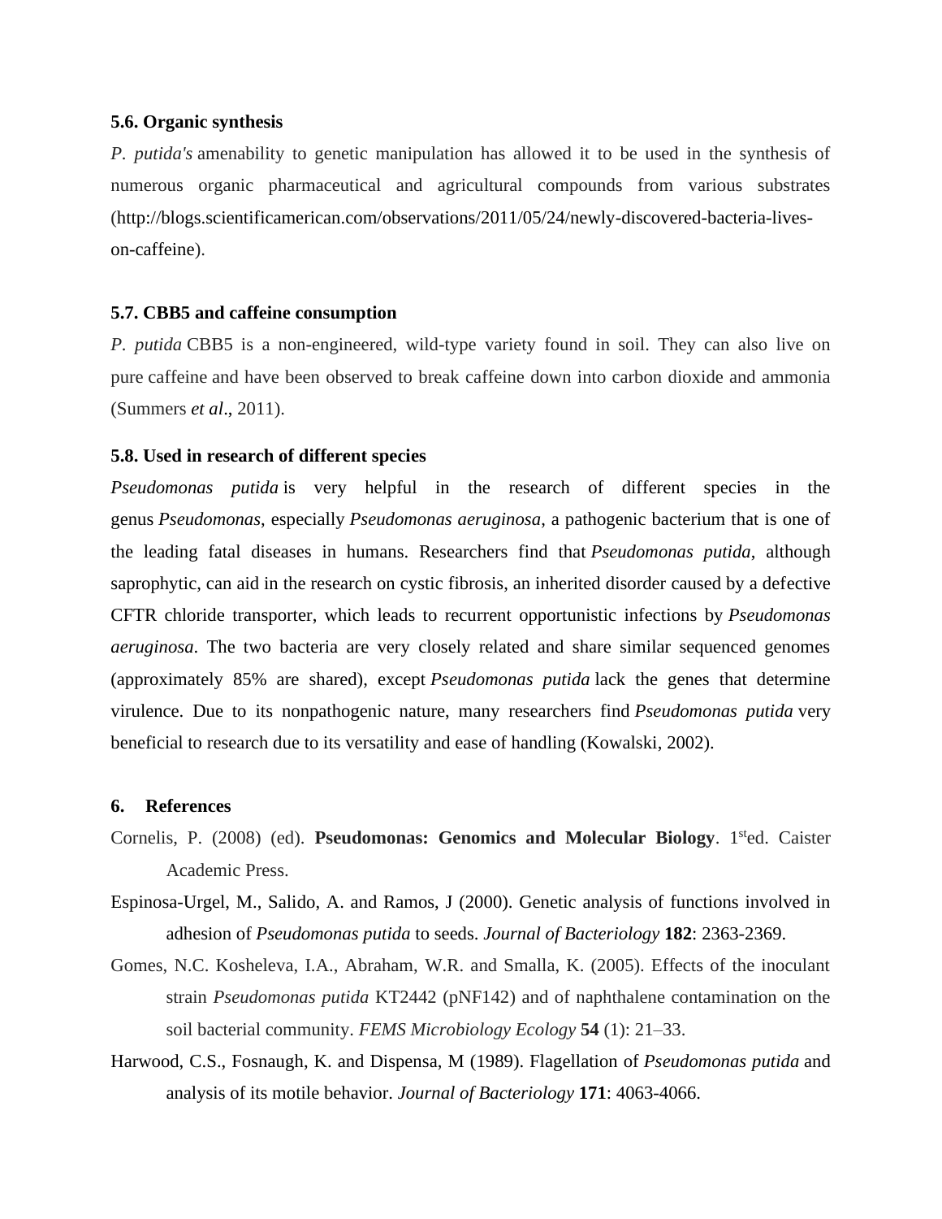### 5.6. Organic synthesis

*P. putida's* amenability to genetic manipulation has allowed it to be used in the synthesis of numerous organic pharmaceutical and agricultural compounds from various substrates (http://blogs.scientificamerican.com/observations/2011/05/24/newly-discovered-bacteria-lives-on-caffeine).

### 5.7. CBB5 and caffeine consumption

*P. putida* CBB5 is a non-engineered, wild-type variety found in soil. They can also live on pure caffeine and have been observed to break caffeine down into carbon dioxide and ammonia (Summers *et al*., 2011).

### 5.8. Used in research of different species

*Pseudomonas putida* is very helpful in the research of different species in the genus *Pseudomonas,* especially *Pseudomonas aeruginosa*, a pathogenic bacterium that is one of the leading fatal diseases in humans. Researchers find that *Pseudomonas putida*, although saprophytic, can aid in the research on cystic fibrosis, an inherited disorder caused by a defective CFTR chloride transporter, which leads to recurrent opportunistic infections by *Pseudomonas aeruginosa*. The two bacteria are very closely related and share similar sequenced genomes (approximately 85% are shared), except *Pseudomonas putida* lack the genes that determine virulence. Due to its nonpathogenic nature, many researchers find *Pseudomonas putida* very beneficial to research due to its versatility and ease of handling (Kowalski, 2002).

## 6. References

Cornelis, P. (2008) (ed). **Pseudomonas: Genomics and Molecular Biology**. 1st ed. Caister Academic Press.

Espinosa-Urgel, M., Salido, A. and Ramos, J (2000). Genetic analysis of functions involved in adhesion of *Pseudomonas putida* to seeds. *Journal of Bacteriology* **182**: 2363-2369.

Gomes, N.C. Kosheleva, I.A., Abraham, W.R. and Smalla, K. (2005). Effects of the inoculant strain *Pseudomonas putida* KT2442 (pNF142) and of naphthalene contamination on the soil bacterial community. *FEMS Microbiology Ecology* **54** (1): 21–33.

Harwood, C.S., Fosnaugh, K. and Dispensa, M (1989). Flagellation of *Pseudomonas putida* and analysis of its motile behavior. *Journal of Bacteriology* **171**: 4063-4066.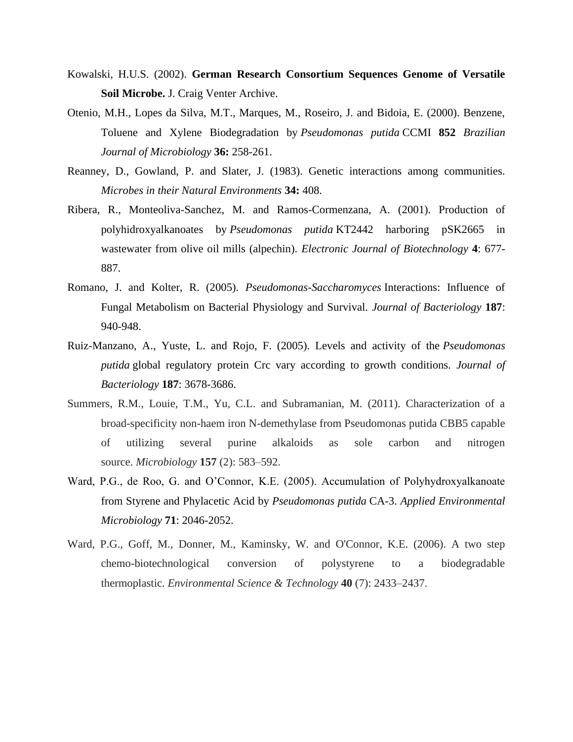Kowalski, H.U.S. (2002). **German Research Consortium Sequences Genome of Versatile Soil Microbe.** J. Craig Venter Archive.

Otenio, M.H., Lopes da Silva, M.T., Marques, M., Roseiro, J. and Bidoia, E. (2000). Benzene, Toluene and Xylene Biodegradation by *Pseudomonas putida* CCMI **852** *Brazilian Journal of Microbiology* **36:** 258-261.

Reanney, D., Gowland, P. and Slater, J. (1983). Genetic interactions among communities. *Microbes in their Natural Environments* **34:** 408.

Ribera, R., Monteoliva-Sanchez, M. and Ramos-Cormenzana, A. (2001). Production of polyhidroxyalkanoates by *Pseudomonas putida* KT2442 harboring pSK2665 in wastewater from olive oil mills (alpechin). *Electronic Journal of Biotechnology* **4**: 677-887.

Romano, J. and Kolter, R. (2005). *Pseudomonas-Saccharomyces* Interactions: Influence of Fungal Metabolism on Bacterial Physiology and Survival. *Journal of Bacteriology* **187**: 940-948.

Ruiz-Manzano, A., Yuste, L. and Rojo, F. (2005). Levels and activity of the *Pseudomonas putida* global regulatory protein Crc vary according to growth conditions. *Journal of Bacteriology* **187**: 3678-3686.

Summers, R.M., Louie, T.M., Yu, C.L. and Subramanian, M. (2011). Characterization of a broad-specificity non-haem iron N-demethylase from Pseudomonas putida CBB5 capable of utilizing several purine alkaloids as sole carbon and nitrogen source. *Microbiology* **157** (2): 583–592.

Ward, P.G., de Roo, G. and O'Connor, K.E. (2005). Accumulation of Polyhydroxyalkanoate from Styrene and Phylacetic Acid by *Pseudomonas putida* CA-3. *Applied Environmental Microbiology* **71**: 2046-2052.

Ward, P.G., Goff, M., Donner, M., Kaminsky, W. and O'Connor, K.E. (2006). A two step chemo-biotechnological conversion of polystyrene to a biodegradable thermoplastic. *Environmental Science & Technology* **40** (7): 2433–2437.